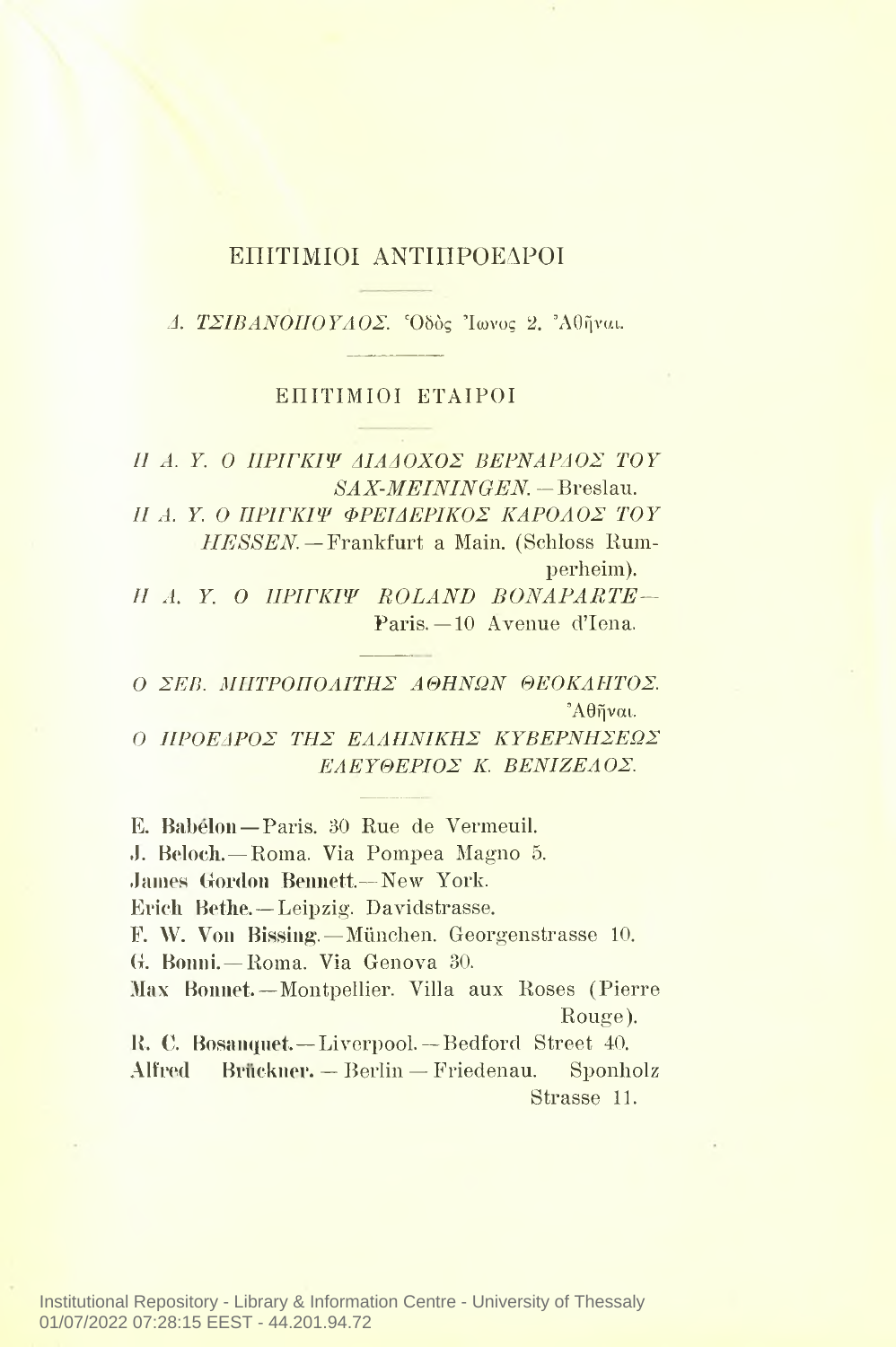## ΕΠΙΤΙΜΙΟΙ ΑΝΤΙΠΡΟΕΔΡΟΙ

*Δ. ΤΣΙΒΑΝΟΠΟΥΛΟΣ.* Ὁδὸς Ἴωνος 2. Ἀθῆναι.

## ΕΠΙΤΙΜΙΟΙ ΕΤΑΙΡΟΙ

*Η Α. Υ. Ο ΠΡΙΓΚΙΨ ΔΙΑΔΟΧΟΣ ΒΕΡΝΑΡΔΟΣ ΤΟΥ SAX-MEININGEN.* — Breslau.

*Η Α. Υ. Ο ΠΡΙΓΚΙΨ ΦΡΕΙΔΕΡΙΚΟΣ ΚΑΡΟΛΟΣ ΤΟΥ HESSEN.* — Frankfurt a Main. (Schloss Rumperheim).

*Η Α. Υ. Ο ΠΡΙΓΚΙΨ ROLAND BONAPARTE* — Paris. — 10 Avenue d'Iena.

*Ο ΣΕΒ. ΜΗΤΡΟΠΟΛΙΤΗΣ ΑΘΗΝΩΝ ΘΕΟΚΛΗΤΟΣ.* Ἀθῆναι.

*Ο ΠΡΟΕΔΡΟΣ ΤΗΣ ΕΛΛΗΝΙΚΗΣ ΚΥΒΕΡΝΗΣΕΩΣ ΕΛΕΥΘΕΡΙΟΣ Κ. ΒΕΝΙΖΕΛΟΣ.*

**E. Babélon** — Paris. 30 Rue de Vermeuil.

**J. Beloch.** — Roma. Via Pompea Magno 5.

**James Gordon Bennett.** — New York.

**Erich Bethe.** — Leipzig. Davidstrasse.

**F. W. Von Bissing.** — München. Georgenstrasse 10.

**G. Bonni.** — Roma. Via Genova 30.

**Max Bonnet.** — Montpellier. Villa aux Roses (Pierre Rouge).

**R. C. Bosanquet.** — Liverpool. — Bedford Street 40.

**Alfred Brückner.** — Berlin — Friedenau. Sponholz Strasse 11.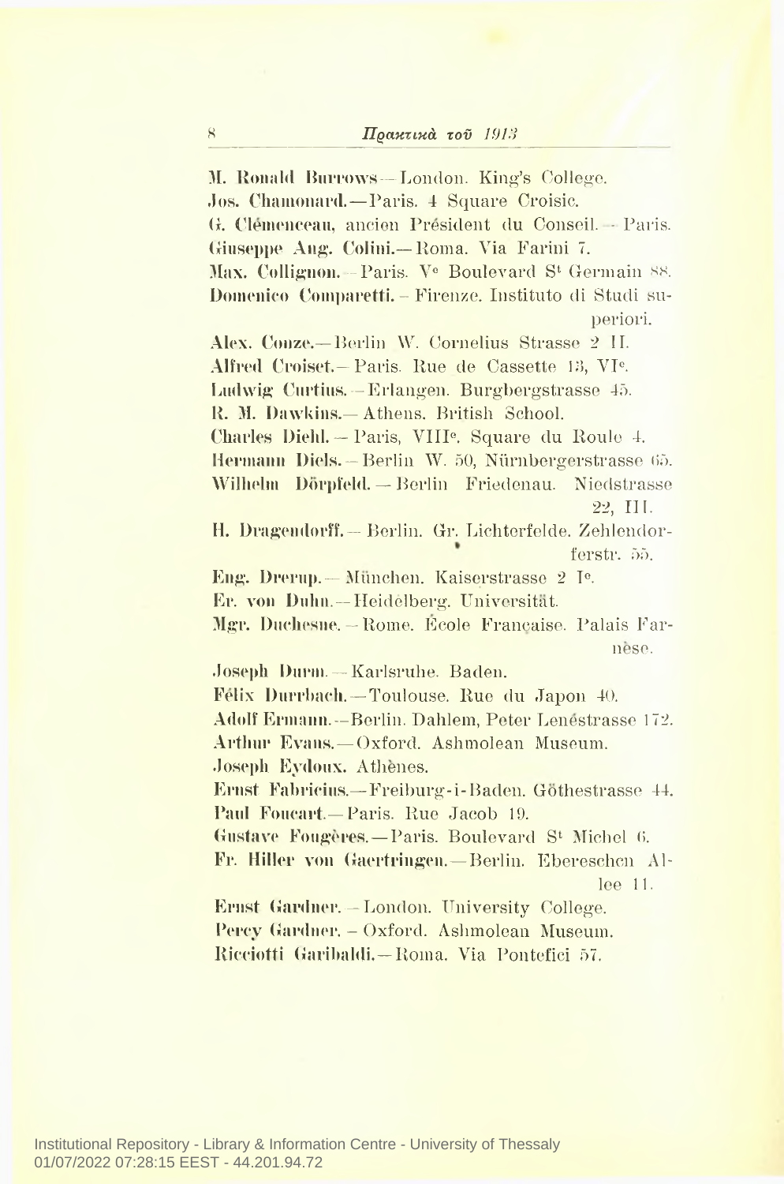**M. Ronald Burrows**—London. King's College.
**Jos. Chamonard.**—Paris. 4 Square Croisic.
**G. Clémenceau**, ancien Président du Conseil.—Paris.
**Giuseppe Ang. Colini.**—Roma. Via Farini 7.
**Max. Collignon.**—Paris. V<sup>e</sup> Boulevard S<sup>t</sup> Germain 88.
**Domenico Comparetti.**—Firenze. Instituto di Studi superiori.
**Alex. Conze.**—Berlin W. Cornelius Strasse 2 II.
**Alfred Croiset.**—Paris. Rue de Cassette 13, VI<sup>e</sup>.
**Ludwig Curtius.**—Erlangen. Burgbergstrasse 45.
**R. M. Dawkins.**—Athens. British School.
**Charles Diehl.**—Paris, VIII<sup>e</sup>. Square du Roule 4.
**Hermann Diels.**—Berlin W. 50, Nürnbergerstrasse 65.
**Wilhelm Dörpfeld.**—Berlin Friedenau. Niedstrasse 22, III.
**H. Dragendorff.**—Berlin. Gr. Lichterfelde. Zehlendorferstr. 55.
**Eng. Drerup.**—München. Kaiserstrasse 2 I<sup>e</sup>.
**Fr. von Duhn.**—Heidelberg. Universität.
**Mgr. Duchesne.**—Rome. École Française. Palais Farnèse.
**Joseph Durm.**—Karlsruhe. Baden.
**Félix Durrbach.**—Toulouse. Rue du Japon 40.
**Adolf Ermann.**—Berlin. Dahlem, Peter Lenéstrasse 172.
**Arthur Evans.**—Oxford. Ashmolean Museum.
**Joseph Eydoux.** Athènes.
**Ernst Fabricius.**—Freiburg-i-Baden. Göthestrasse 44.
**Paul Foucart.**—Paris. Rue Jacob 19.
**Gustave Fougères.**—Paris. Boulevard S<sup>t</sup> Michel 6.
**Fr. Hiller von Gaertringen.**—Berlin. Ebereschen Allee 11.
**Ernst Gardner.**—London. University College.
**Percy Gardner.**—Oxford. Ashmolean Museum.
**Ricciotti Garibaldi.**—Roma. Via Pontefici 57.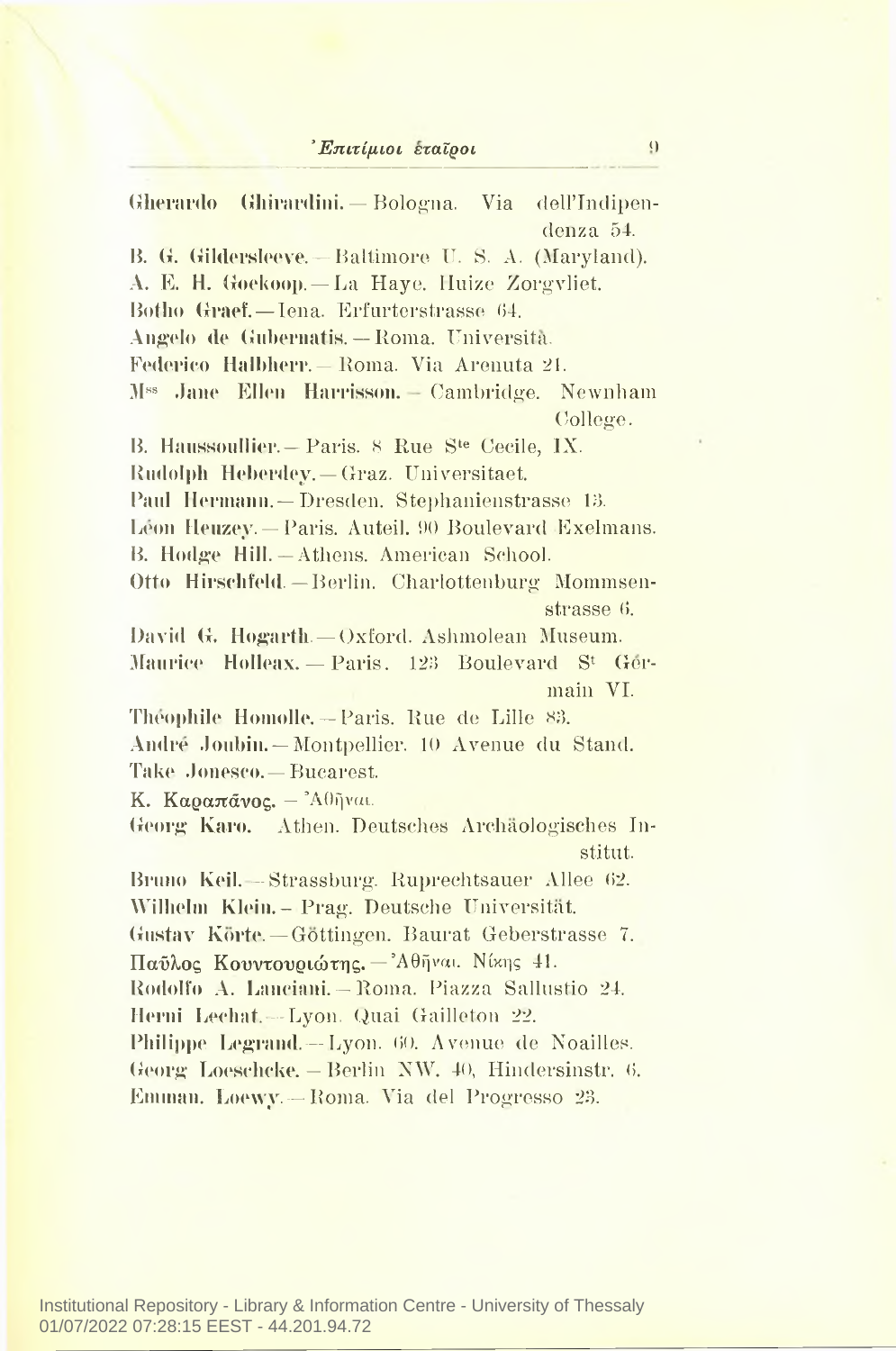**Gherardo Ghirardini.** — Bologna. Via dell'Indipendenza 54.

**B. G. Gildersleeve.** — Baltimore U. S. A. (Maryland).

**A. E. H. Goekoop.** — La Haye. Huize Zorgvliet.

**Botho Graef.** — Iena. Erfurterstrasse 64.

**Angelo de Gubernatis.** — Roma. Università.

**Federico Halbherr.** — Roma. Via Arenuta 21.

**Mss Jane Ellen Harrisson.** — Cambridge. Newnham College.

**B. Haussoullier.** — Paris. 8 Rue Ste Cecile, IX.

**Rudolph Heberdey.** — Graz. Universitaet.

**Paul Hermann.** — Dresden. Stephanienstrasse 13.

**Léon Heuzey.** — Paris. Auteil. 90 Boulevard Exelmans.

**B. Hodge Hill.** — Athens. American School.

**Otto Hirschfeld.** — Berlin. Charlottenburg Mommsenstrasse 6.

**David G. Hogarth.** — Oxford. Ashmolean Museum.

**Maurice Holleax.** — Paris. 123 Boulevard St Germain VI.

**Théophile Homolle.** — Paris. Rue de Lille 83.

**André Joubin.** — Montpellier. 10 Avenue du Stand.

**Take Jonesco.** — Bucarest.

**Κ. Καραπᾶνος.** — Ἀθῆναι.

**Georg Karo.** Athen. Deutsches Archäologisches Institut.

**Bruno Keil.** — Strassburg. Ruprechtsauer Allee 62.

**Wilhelm Klein.** — Prag. Deutsche Universität.

**Gustav Körte.** — Göttingen. Baurat Geberstrasse 7.

**Παῦλος Κουντουριώτης.** — Ἀθῆναι. Νίκης 41.

**Rodolfo A. Lanciani.** — Roma. Piazza Sallustio 24.

**Herni Lechat.** — Lyon. Quai Gailleton 22.

**Philippe Legrand.** — Lyon. 60. Avenue de Noailles.

**Georg Loeschcke.** — Berlin NW. 40, Hindersinstr. 6.

**Emman. Loewy.** — Roma. Via del Progresso 23.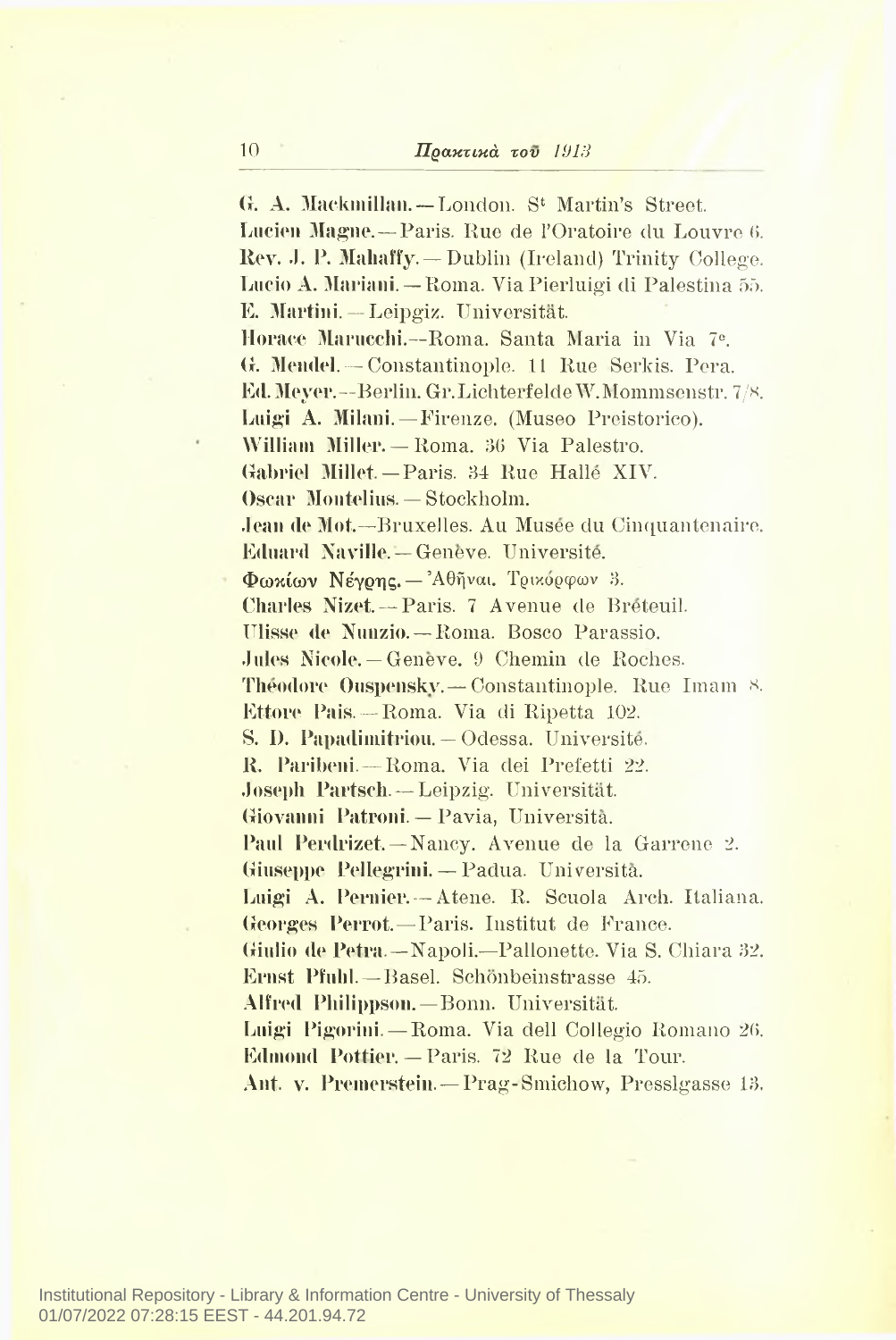**G. A. Mackmillan.** — London. S[t] Martin's Street.  
**Lucien Magne.** — Paris. Rue de l'Oratoire du Louvre 6.  
**Rev. J. P. Mahaffy.** — Dublin (Ireland) Trinity College.  
**Lucio A. Mariani.** — Roma. Via Pierluigi di Palestina 55.  
**E. Martini.** — Leipgiz. Universität.  
**Horace Marucchi.** — Roma. Santa Maria in Via 7[e].  
**G. Mendel.** — Constantinople. 11 Rue Serkis. Pera.  
**Ed. Meyer.** — Berlin. Gr. Lichterfelde W. Mommsenstr. 7/8.  
**Luigi A. Milani.** — Firenze. (Museo Preistorico).  
**William Miller.** — Roma. 36 Via Palestro.  
**Gabriel Millet.** — Paris. 34 Rue Hallé XIV.  
**Oscar Montelius.** — Stockholm.  
**Jean de Mot.** — Bruxelles. Au Musée du Cinquantenaire.  
**Eduard Naville.** — Genève. Université.  
**Φωκίων Νέγρης.** — Ἀθῆναι. Τρικόρφων 3.  
**Charles Nizet.** — Paris. 7 Avenue de Bréteuil.  
**Ulisse de Nunzio.** — Roma. Bosco Parassio.  
**Jules Nicole.** — Genève. 9 Chemin de Roches.  
**Théodore Ouspensky.** — Constantinople. Rue Imam 8.  
**Ettore Pais.** — Roma. Via di Ripetta 102.  
**S. D. Papadimitriou.** — Odessa. Université.  
**R. Paribeni.** — Roma. Via dei Prefetti 22.  
**Joseph Partsch.** — Leipzig. Universität.  
**Giovanni Patroni.** — Pavia, Università.  
**Paul Perdrizet.** — Nancy. Avenue de la Garrene 2.  
**Giuseppe Pellegrini.** — Padua. Università.  
**Luigi A. Pernier.** — Atene. R. Scuola Arch. Italiana.  
**Georges Perrot.** — Paris. Institut de France.  
**Giulio de Petra.** — Napoli.—Pallonette. Via S. Chiara 32.  
**Ernst Pfuhl.** — Basel. Schönbeinstrasse 45.  
**Alfred Philippson.** — Bonn. Universität.  
**Luigi Pigorini.** — Roma. Via dell Collegio Romano 26.  
**Edmond Pottier.** — Paris. 72 Rue de la Tour.  
**Ant. v. Premerstein.** — Prag-Smichow, Presslgasse 13.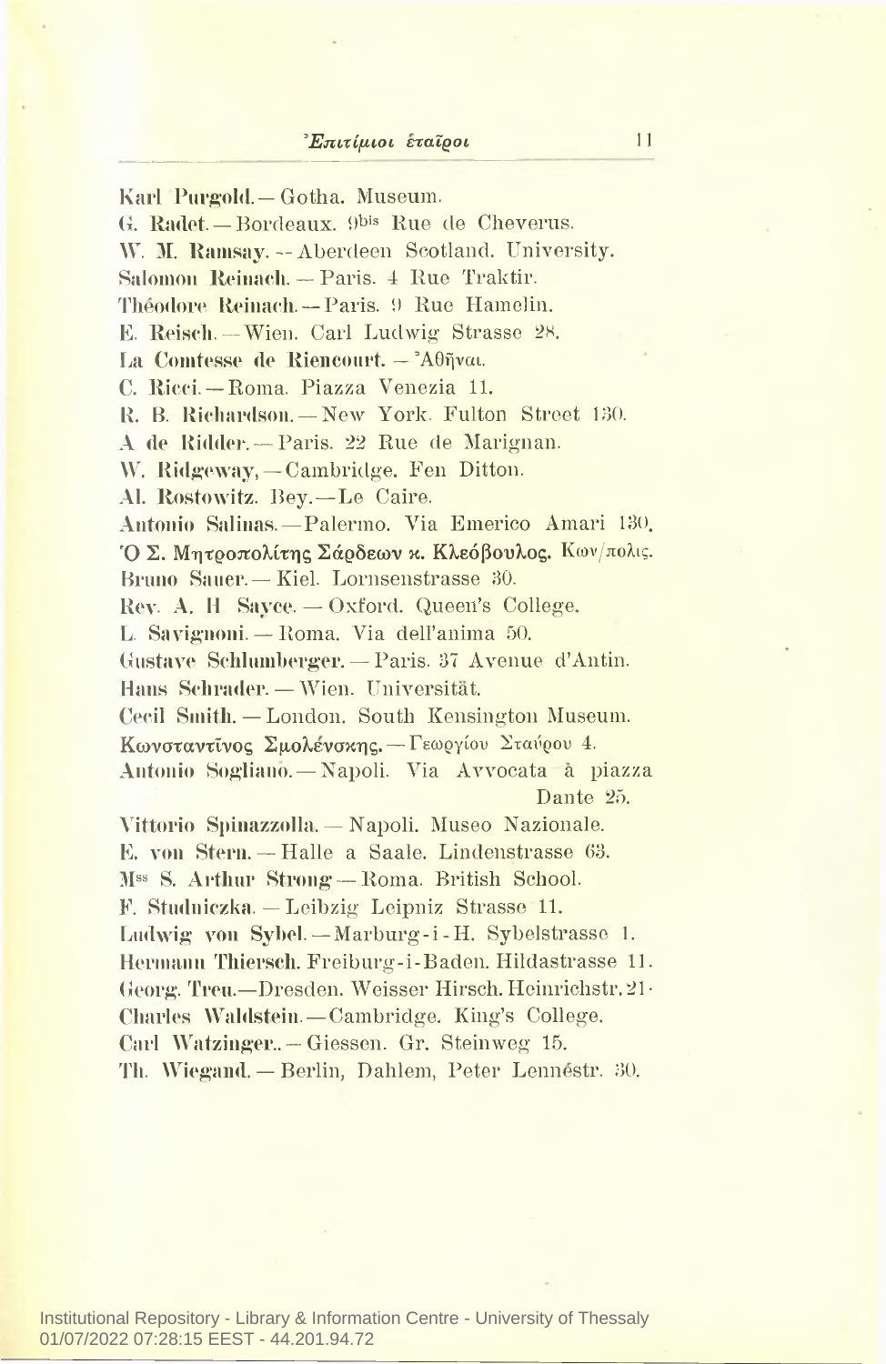**Karl Purgold.** — Gotha. Museum.
**G. Radet.** — Bordeaux. 9bis Rue de Cheverus.
**W. M. Ramsay.** — Aberdeen Scotland. University.
**Salomon Reinach.** — Paris. 4 Rue Traktir.
**Théodore Reinach.** — Paris. 9 Rue Hamelin.
**E. Reisch.** — Wien. Carl Ludwig Strasse 28.
**La Comtesse de Riencourt.** — Ἀθῆναι.
**C. Ricci.** — Roma. Piazza Venezia 11.
**R. B. Richardson.** — New York. Fulton Street 130.
**A de Ridder.** — Paris. 22 Rue de Marignan.
**W. Ridgeway,** — Cambridge. Fen Ditton.
**Al. Rostowitz.** Bey. — Le Caire.
**Antonio Salinas.** — Palermo. Via Emerico Amari 130.
**Ὁ Σ. Μητροπολίτης Σάρδεων κ. Κλεόβουλος.** Κων/πολις.
**Bruno Sauer.** — Kiel. Lornsenstrasse 30.
**Rev. A. H Sayce.** — Oxford. Queen's College.
**L. Savignoni.** — Roma. Via dell'anima 50.
**Gustave Schlumberger.** — Paris. 37 Avenue d'Antin.
**Hans Schrader.** — Wien. Universität.
**Cecil Smith.** — London. South Kensington Museum.
**Κωνσταντῖνος Σμολένσκης.** — Γεωργίου Σταύρου 4.
**Antonio Sogliano.** — Napoli. Via Avvocata à piazza Dante 25.
**Vittorio Spinazzolla.** — Napoli. Museo Nazionale.
**E. von Stern.** — Halle a Saale. Lindenstrasse 63.
**Mss S. Arthur Strong** — Roma. British School.
**F. Studniczka.** — Leibzig Leipniz Strasse 11.
**Ludwig von Sybel.** — Marburg-i-H. Sybelstrasse 1.
**Hermann Thiersch.** Freiburg-i-Baden. Hildastrasse 11.
**Georg. Treu.**—Dresden. Weisser Hirsch. Heinrichstr. 21·
**Charles Waldstein.** — Cambridge. King's College.
**Carl Watzinger.** — Giessen. Gr. Steinweg 15.
**Th. Wiegand.** — Berlin, Dahlem, Peter Lennéstr. 30.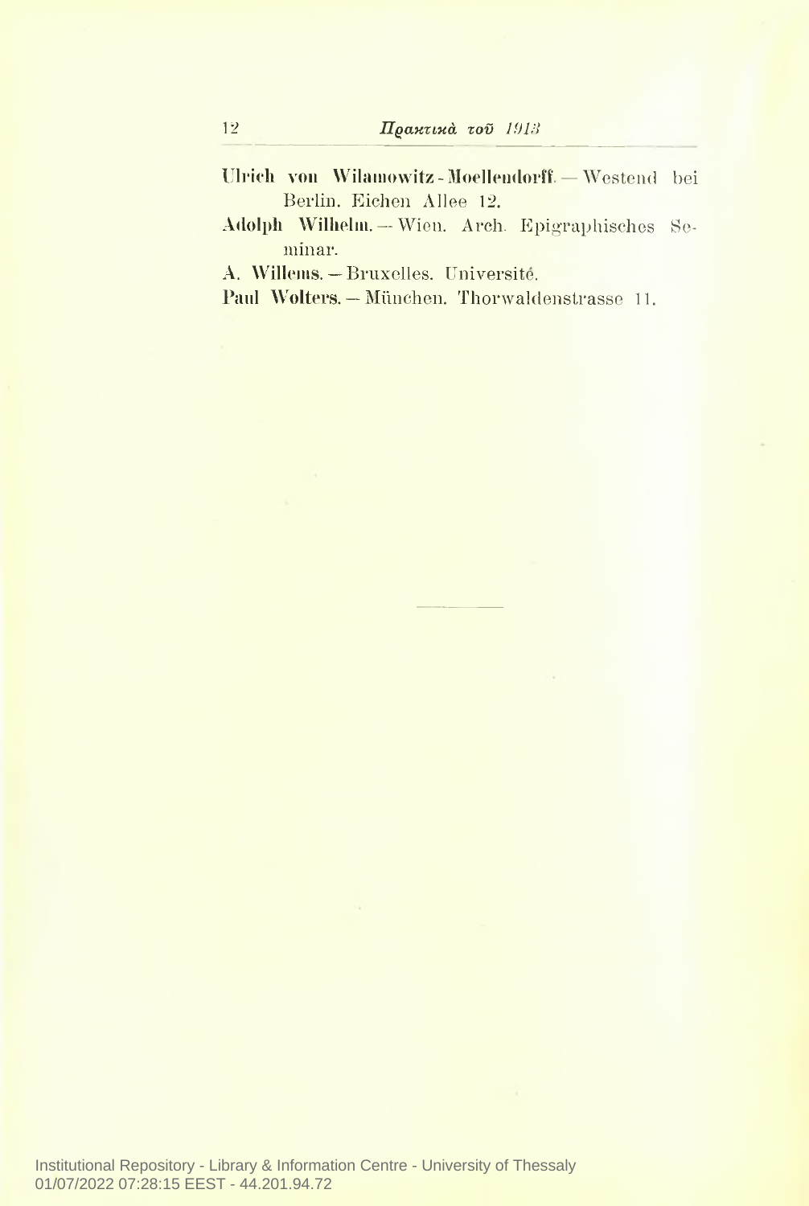**Ulrich von Wilamowitz-Moellendorff.** — Westend bei Berlin. Eichen Allee 12.

**Adolph Wilhelm.** — Wien. Arch. Epigraphisches Seminar.

**A. Willems.** — Bruxelles. Université.

**Paul Wolters.** — München. Thorwaldenstrasse 11.

---